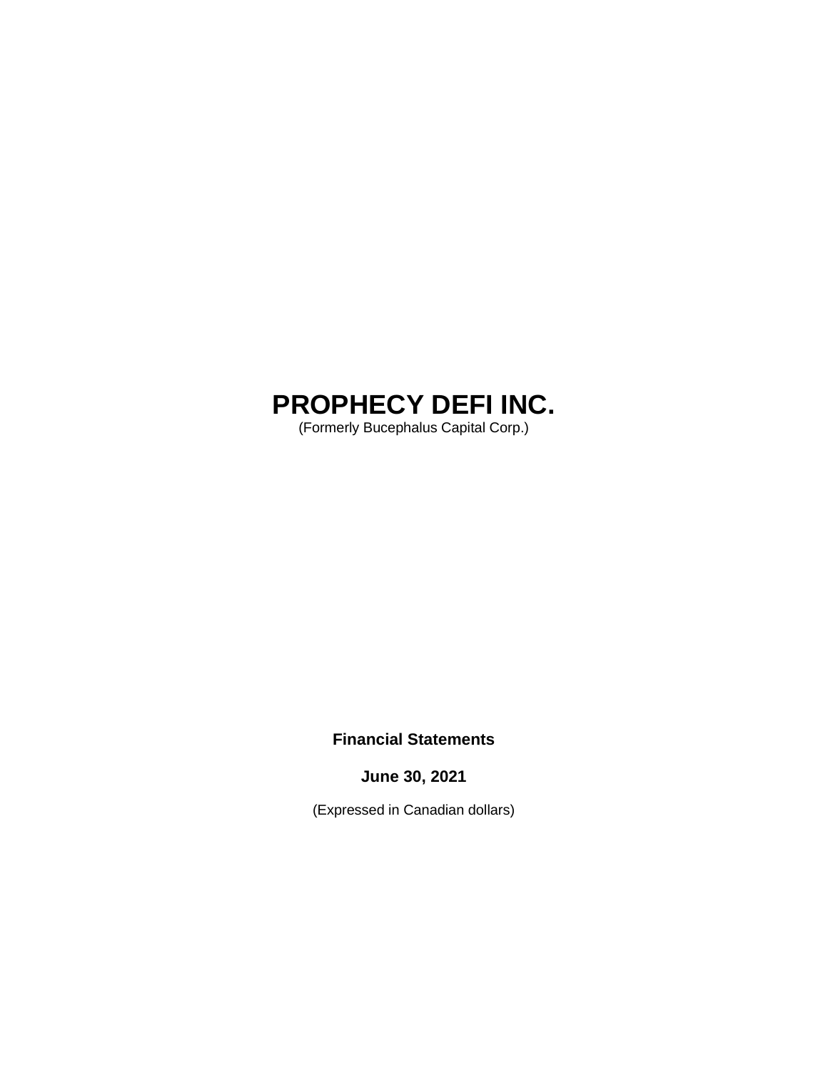# PROPHECY DEFI INC.

(Formerly Bucephalus Capital Corp.)

**Financial Statements**

**June 30, 2021**

(Expressed in Canadian dollars)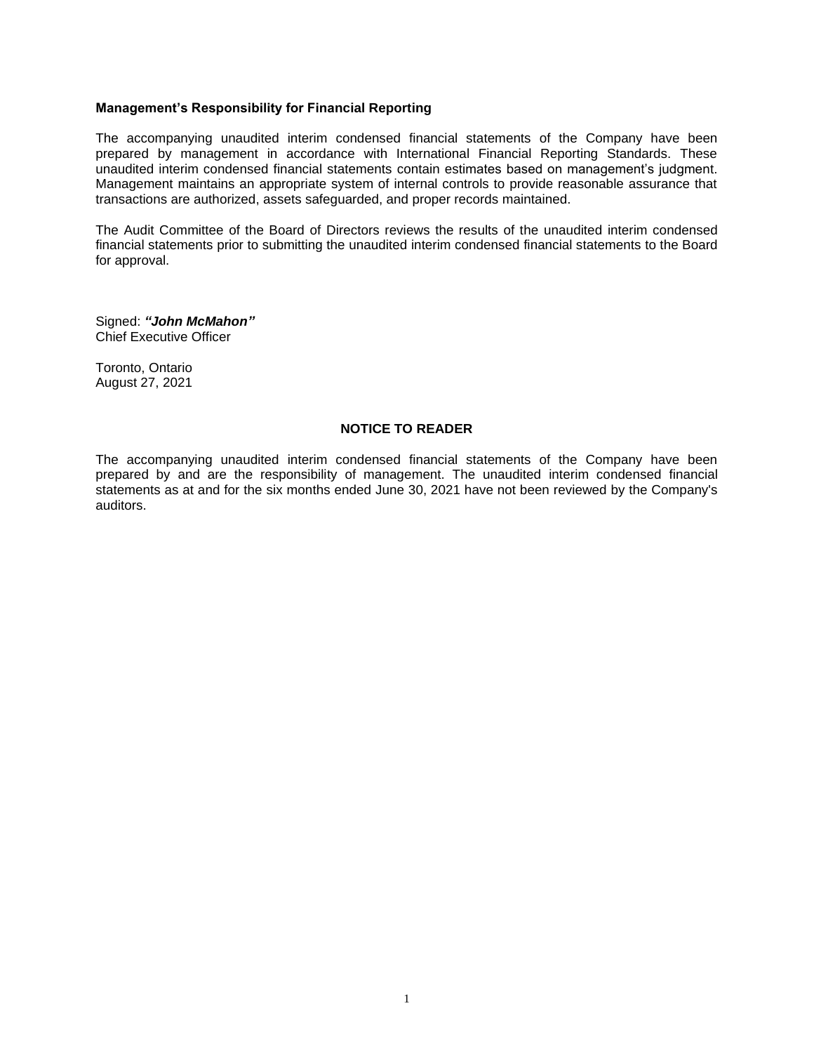**Management's Responsibility for Financial Reporting**

The accompanying unaudited interim condensed financial statements of the Company have been prepared by management in accordance with International Financial Reporting Standards. These unaudited interim condensed financial statements contain estimates based on management's judgment. Management maintains an appropriate system of internal controls to provide reasonable assurance that transactions are authorized, assets safeguarded, and proper records maintained.

The Audit Committee of the Board of Directors reviews the results of the unaudited interim condensed financial statements prior to submitting the unaudited interim condensed financial statements to the Board for approval.

Signed: ***"John McMahon"***
Chief Executive Officer

Toronto, Ontario
August 27, 2021

**NOTICE TO READER**

The accompanying unaudited interim condensed financial statements of the Company have been prepared by and are the responsibility of management. The unaudited interim condensed financial statements as at and for the six months ended June 30, 2021 have not been reviewed by the Company's auditors.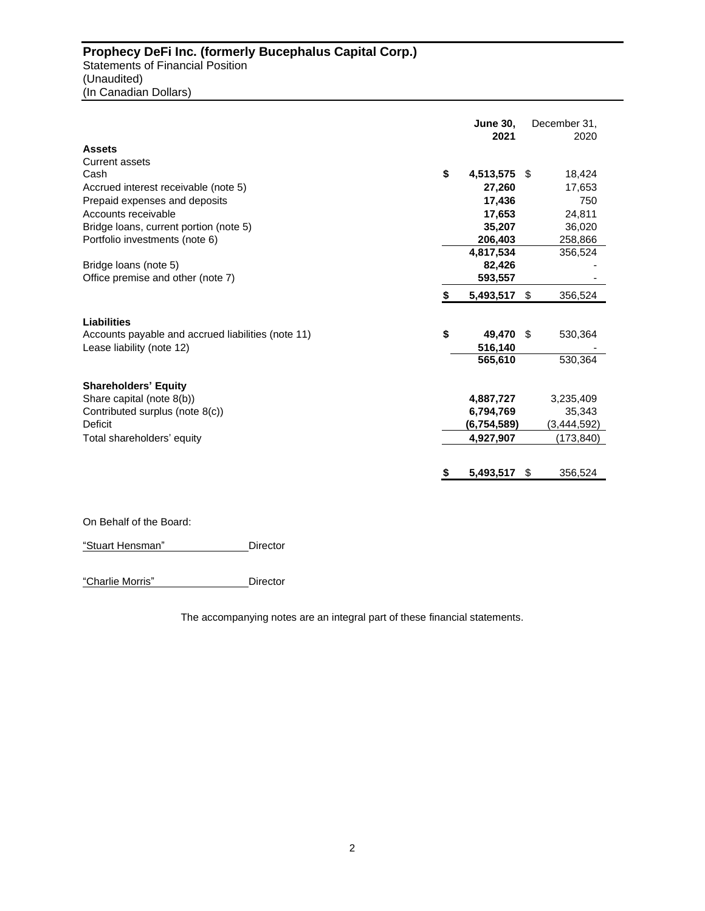**Prophecy DeFi Inc. (formerly Bucephalus Capital Corp.)**
Statements of Financial Position
(Unaudited)
(In Canadian Dollars)

| | June 30, 2021 | December 31, 2020 |
|---|---|---|
| **Assets** | | |
| Current assets | | |
| Cash | $ 4,513,575 | $ 18,424 |
| Accrued interest receivable (note 5) | 27,260 | 17,653 |
| Prepaid expenses and deposits | 17,436 | 750 |
| Accounts receivable | 17,653 | 24,811 |
| Bridge loans, current portion (note 5) | 35,207 | 36,020 |
| Portfolio investments (note 6) | 206,403 | 258,866 |
| | 4,817,534 | 356,524 |
| Bridge loans (note 5) | 82,426 | - |
| Office premise and other (note 7) | 593,557 | - |
| | $ 5,493,517 | $ 356,524 |
| **Liabilities** | | |
| Accounts payable and accrued liabilities (note 11) | $ 49,470 | $ 530,364 |
| Lease liability (note 12) | 516,140 | - |
| | 565,610 | 530,364 |
| **Shareholders' Equity** | | |
| Share capital (note 8(b)) | 4,887,727 | 3,235,409 |
| Contributed surplus (note 8(c)) | 6,794,769 | 35,343 |
| Deficit | (6,754,589) | (3,444,592) |
| Total shareholders' equity | 4,927,907 | (173,840) |
| | $ 5,493,517 | $ 356,524 |

On Behalf of the Board:

"Stuart Hensman" Director

"Charlie Morris" Director

The accompanying notes are an integral part of these financial statements.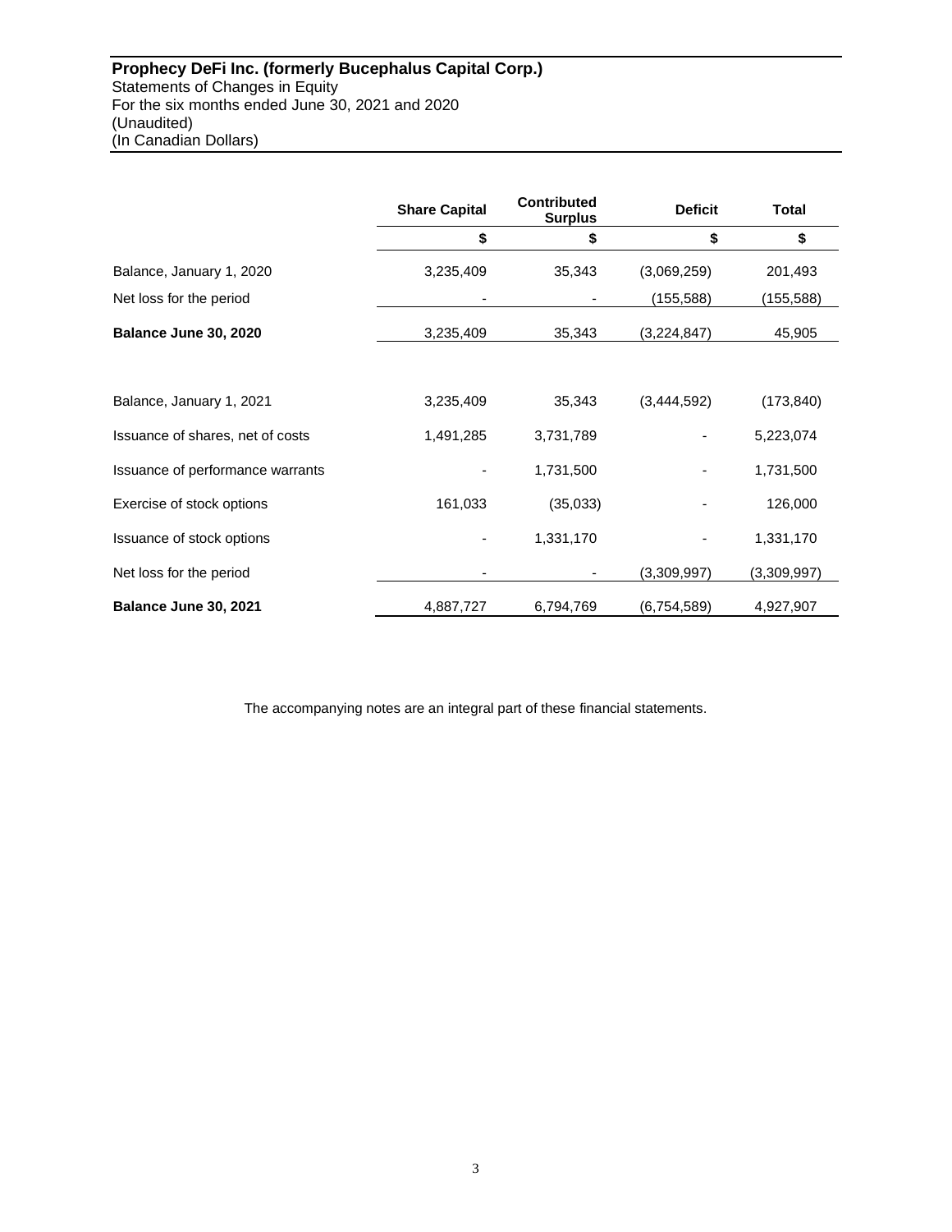**Prophecy DeFi Inc. (formerly Bucephalus Capital Corp.)**
Statements of Changes in Equity
For the six months ended June 30, 2021 and 2020
(Unaudited)
(In Canadian Dollars)

| | Share Capital | Contributed Surplus | Deficit | Total |
|---|---|---|---|---|
| | $ | $ | $ | $ |
| Balance, January 1, 2020 | 3,235,409 | 35,343 | (3,069,259) | 201,493 |
| Net loss for the period | - | - | (155,588) | (155,588) |
| **Balance June 30, 2020** | 3,235,409 | 35,343 | (3,224,847) | 45,905 |
| | | | | |
| Balance, January 1, 2021 | 3,235,409 | 35,343 | (3,444,592) | (173,840) |
| Issuance of shares, net of costs | 1,491,285 | 3,731,789 | - | 5,223,074 |
| Issuance of performance warrants | - | 1,731,500 | - | 1,731,500 |
| Exercise of stock options | 161,033 | (35,033) | - | 126,000 |
| Issuance of stock options | - | 1,331,170 | - | 1,331,170 |
| Net loss for the period | - | - | (3,309,997) | (3,309,997) |
| **Balance June 30, 2021** | 4,887,727 | 6,794,769 | (6,754,589) | 4,927,907 |

The accompanying notes are an integral part of these financial statements.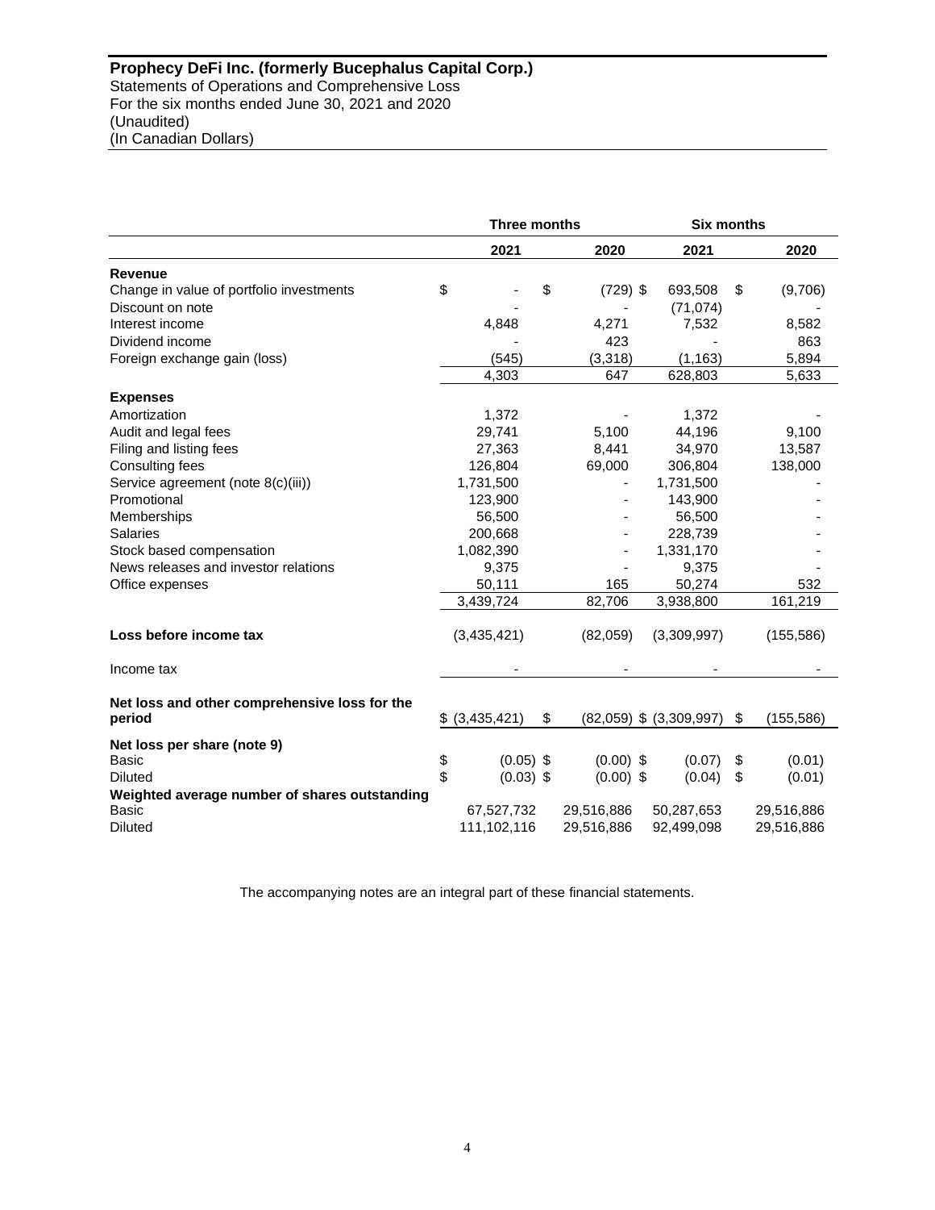**Prophecy DeFi Inc. (formerly Bucephalus Capital Corp.)**
Statements of Operations and Comprehensive Loss
For the six months ended June 30, 2021 and 2020
(Unaudited)
(In Canadian Dollars)

| | Three months | | Six months | |
|---|---|---|---|---|
| | 2021 | 2020 | 2021 | 2020 |
| **Revenue** | | | | |
| Change in value of portfolio investments | $ - | $ (729) | $ 693,508 | $ (9,706) |
| Discount on note | - | - | (71,074) | - |
| Interest income | 4,848 | 4,271 | 7,532 | 8,582 |
| Dividend income | - | 423 | - | 863 |
| Foreign exchange gain (loss) | (545) | (3,318) | (1,163) | 5,894 |
| | 4,303 | 647 | 628,803 | 5,633 |
| **Expenses** | | | | |
| Amortization | 1,372 | - | 1,372 | - |
| Audit and legal fees | 29,741 | 5,100 | 44,196 | 9,100 |
| Filing and listing fees | 27,363 | 8,441 | 34,970 | 13,587 |
| Consulting fees | 126,804 | 69,000 | 306,804 | 138,000 |
| Service agreement (note 8(c)(iii)) | 1,731,500 | - | 1,731,500 | - |
| Promotional | 123,900 | - | 143,900 | - |
| Memberships | 56,500 | - | 56,500 | - |
| Salaries | 200,668 | - | 228,739 | - |
| Stock based compensation | 1,082,390 | - | 1,331,170 | - |
| News releases and investor relations | 9,375 | - | 9,375 | - |
| Office expenses | 50,111 | 165 | 50,274 | 532 |
| | 3,439,724 | 82,706 | 3,938,800 | 161,219 |
| **Loss before income tax** | (3,435,421) | (82,059) | (3,309,997) | (155,586) |
| Income tax | - | - | - | - |
| **Net loss and other comprehensive loss for the period** | $ (3,435,421) | $ (82,059) | $ (3,309,997) | $ (155,586) |
| **Net loss per share (note 9)** | | | | |
| Basic | $ (0.05) | $ (0.00) | $ (0.07) | $ (0.01) |
| Diluted | $ (0.03) | $ (0.00) | $ (0.04) | $ (0.01) |
| **Weighted average number of shares outstanding** | | | | |
| Basic | 67,527,732 | 29,516,886 | 50,287,653 | 29,516,886 |
| Diluted | 111,102,116 | 29,516,886 | 92,499,098 | 29,516,886 |

The accompanying notes are an integral part of these financial statements.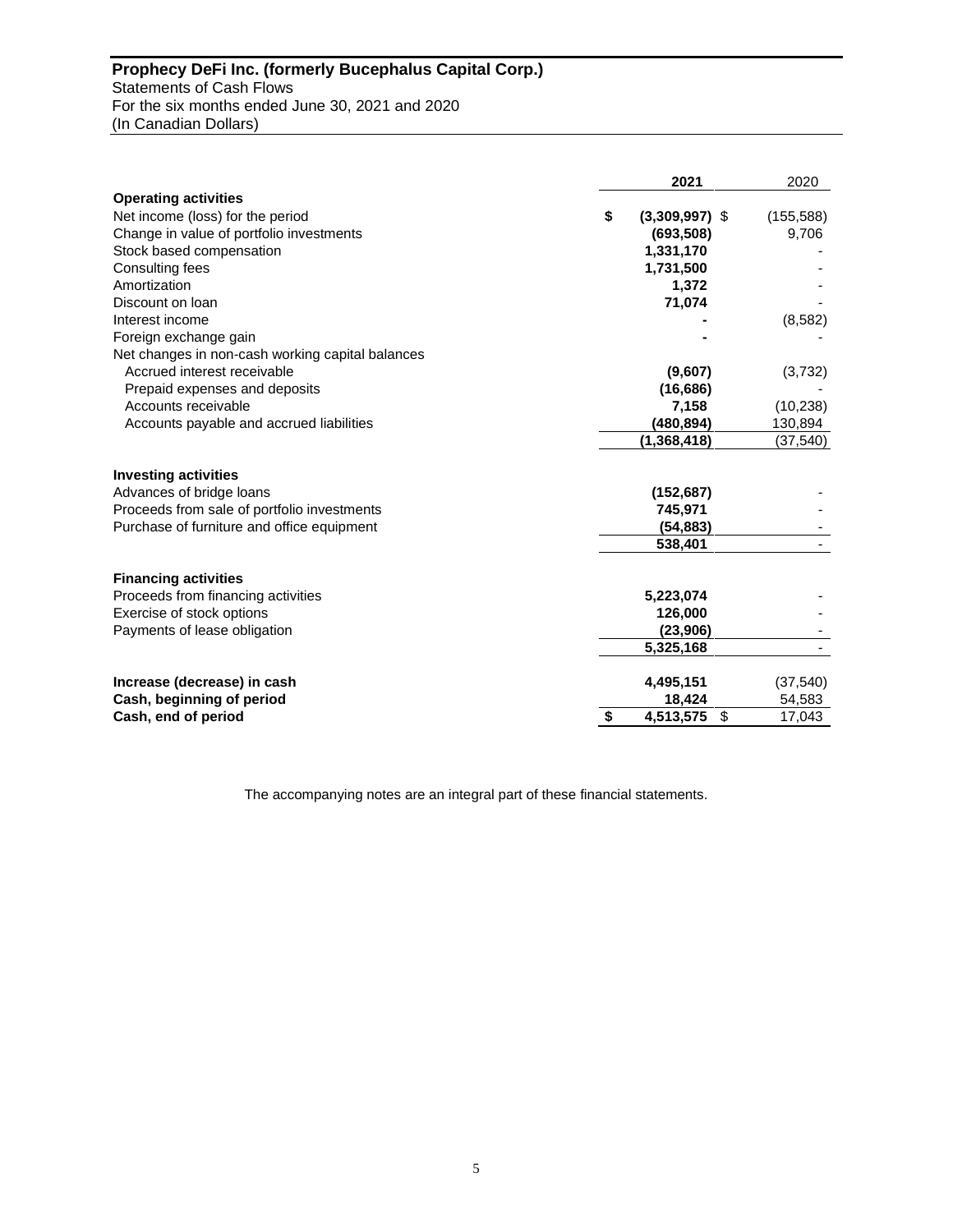**Prophecy DeFi Inc. (formerly Bucephalus Capital Corp.)**
Statements of Cash Flows
For the six months ended June 30, 2021 and 2020
(In Canadian Dollars)

| | 2021 | 2020 |
|---|---|---|
| **Operating activities** | | |
| Net income (loss) for the period | $ (3,309,997) | $ (155,588) |
| Change in value of portfolio investments | (693,508) | 9,706 |
| Stock based compensation | 1,331,170 | - |
| Consulting fees | 1,731,500 | - |
| Amortization | 1,372 | - |
| Discount on loan | 71,074 | - |
| Interest income | - | (8,582) |
| Foreign exchange gain | - | - |
| Net changes in non-cash working capital balances | | |
| Accrued interest receivable | (9,607) | (3,732) |
| Prepaid expenses and deposits | (16,686) | - |
| Accounts receivable | 7,158 | (10,238) |
| Accounts payable and accrued liabilities | (480,894) | 130,894 |
| | (1,368,418) | (37,540) |
| **Investing activities** | | |
| Advances of bridge loans | (152,687) | - |
| Proceeds from sale of portfolio investments | 745,971 | - |
| Purchase of furniture and office equipment | (54,883) | - |
| | 538,401 | - |
| **Financing activities** | | |
| Proceeds from financing activities | 5,223,074 | - |
| Exercise of stock options | 126,000 | - |
| Payments of lease obligation | (23,906) | - |
| | 5,325,168 | - |
| **Increase (decrease) in cash** | 4,495,151 | (37,540) |
| **Cash, beginning of period** | 18,424 | 54,583 |
| **Cash, end of period** | $ 4,513,575 | $ 17,043 |

The accompanying notes are an integral part of these financial statements.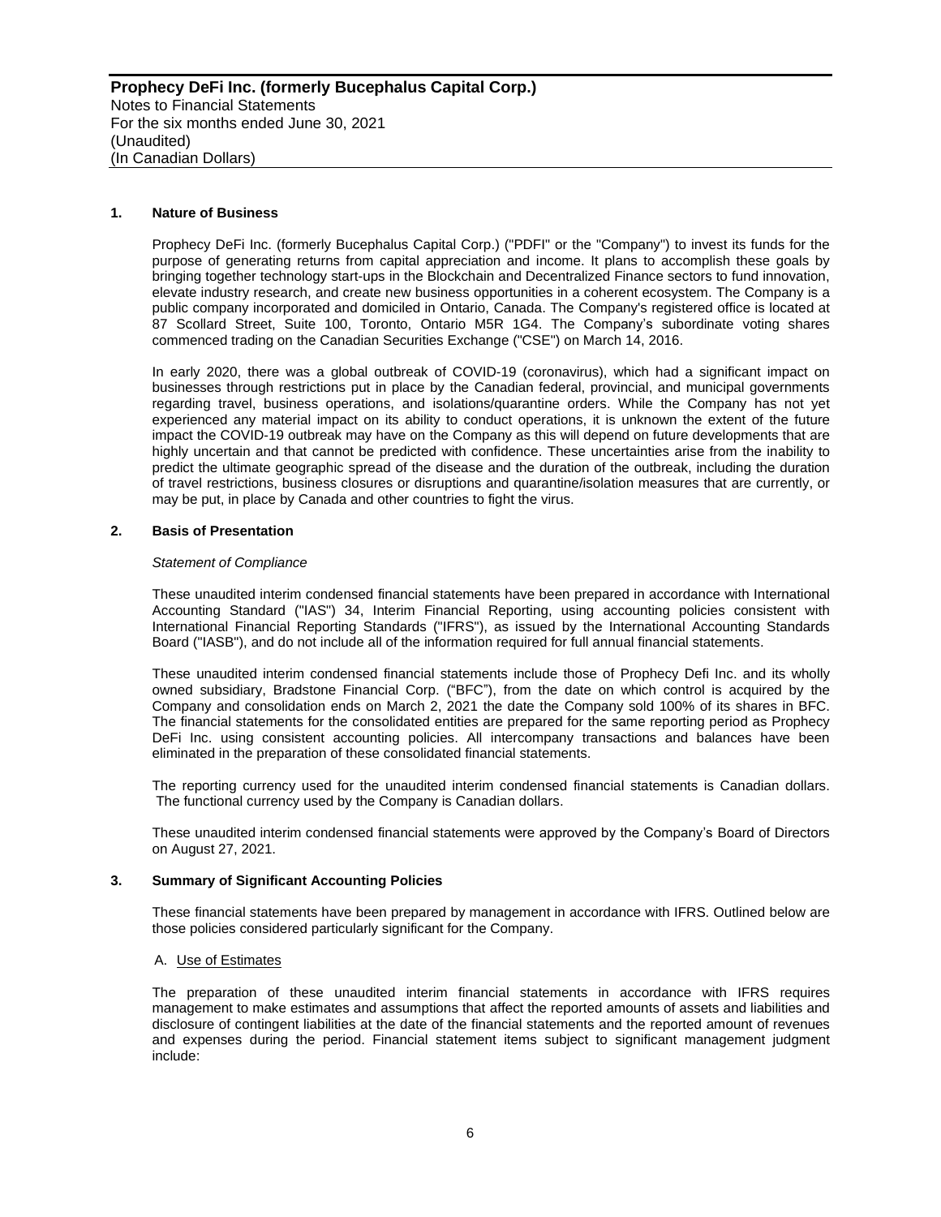### 1. Nature of Business

Prophecy DeFi Inc. (formerly Bucephalus Capital Corp.) ("PDFI" or the "Company") to invest its funds for the purpose of generating returns from capital appreciation and income. It plans to accomplish these goals by bringing together technology start-ups in the Blockchain and Decentralized Finance sectors to fund innovation, elevate industry research, and create new business opportunities in a coherent ecosystem. The Company is a public company incorporated and domiciled in Ontario, Canada. The Company's registered office is located at 87 Scollard Street, Suite 100, Toronto, Ontario M5R 1G4. The Company's subordinate voting shares commenced trading on the Canadian Securities Exchange ("CSE") on March 14, 2016.

In early 2020, there was a global outbreak of COVID-19 (coronavirus), which had a significant impact on businesses through restrictions put in place by the Canadian federal, provincial, and municipal governments regarding travel, business operations, and isolations/quarantine orders. While the Company has not yet experienced any material impact on its ability to conduct operations, it is unknown the extent of the future impact the COVID-19 outbreak may have on the Company as this will depend on future developments that are highly uncertain and that cannot be predicted with confidence. These uncertainties arise from the inability to predict the ultimate geographic spread of the disease and the duration of the outbreak, including the duration of travel restrictions, business closures or disruptions and quarantine/isolation measures that are currently, or may be put, in place by Canada and other countries to fight the virus.

### 2. Basis of Presentation

*Statement of Compliance*

These unaudited interim condensed financial statements have been prepared in accordance with International Accounting Standard ("IAS") 34, Interim Financial Reporting, using accounting policies consistent with International Financial Reporting Standards ("IFRS"), as issued by the International Accounting Standards Board ("IASB"), and do not include all of the information required for full annual financial statements.

These unaudited interim condensed financial statements include those of Prophecy Defi Inc. and its wholly owned subsidiary, Bradstone Financial Corp. ("BFC"), from the date on which control is acquired by the Company and consolidation ends on March 2, 2021 the date the Company sold 100% of its shares in BFC. The financial statements for the consolidated entities are prepared for the same reporting period as Prophecy DeFi Inc. using consistent accounting policies. All intercompany transactions and balances have been eliminated in the preparation of these consolidated financial statements.

The reporting currency used for the unaudited interim condensed financial statements is Canadian dollars. The functional currency used by the Company is Canadian dollars.

These unaudited interim condensed financial statements were approved by the Company's Board of Directors on August 27, 2021.

### 3. Summary of Significant Accounting Policies

These financial statements have been prepared by management in accordance with IFRS. Outlined below are those policies considered particularly significant for the Company.

A. Use of Estimates

The preparation of these unaudited interim financial statements in accordance with IFRS requires management to make estimates and assumptions that affect the reported amounts of assets and liabilities and disclosure of contingent liabilities at the date of the financial statements and the reported amount of revenues and expenses during the period. Financial statement items subject to significant management judgment include: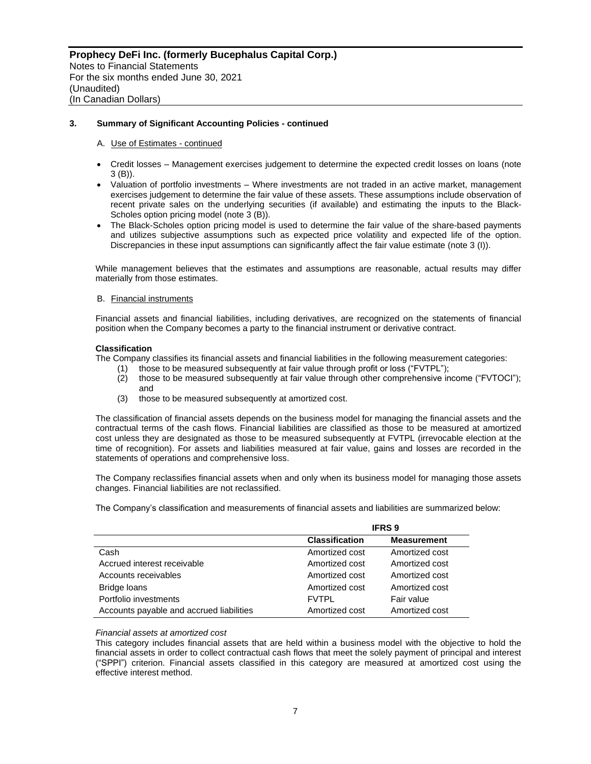### 3. Summary of Significant Accounting Policies - continued

A. Use of Estimates - continued

- Credit losses – Management exercises judgement to determine the expected credit losses on loans (note 3 (B)).
- Valuation of portfolio investments – Where investments are not traded in an active market, management exercises judgement to determine the fair value of these assets. These assumptions include observation of recent private sales on the underlying securities (if available) and estimating the inputs to the Black-Scholes option pricing model (note 3 (B)).
- The Black-Scholes option pricing model is used to determine the fair value of the share-based payments and utilizes subjective assumptions such as expected price volatility and expected life of the option. Discrepancies in these input assumptions can significantly affect the fair value estimate (note 3 (I)).

While management believes that the estimates and assumptions are reasonable, actual results may differ materially from those estimates.

B. Financial instruments

Financial assets and financial liabilities, including derivatives, are recognized on the statements of financial position when the Company becomes a party to the financial instrument or derivative contract.

**Classification**

The Company classifies its financial assets and financial liabilities in the following measurement categories:

(1) those to be measured subsequently at fair value through profit or loss ("FVTPL");
(2) those to be measured subsequently at fair value through other comprehensive income ("FVTOCI"); and
(3) those to be measured subsequently at amortized cost.

The classification of financial assets depends on the business model for managing the financial assets and the contractual terms of the cash flows. Financial liabilities are classified as those to be measured at amortized cost unless they are designated as those to be measured subsequently at FVTPL (irrevocable election at the time of recognition). For assets and liabilities measured at fair value, gains and losses are recorded in the statements of operations and comprehensive loss.

The Company reclassifies financial assets when and only when its business model for managing those assets changes. Financial liabilities are not reclassified.

The Company's classification and measurements of financial assets and liabilities are summarized below:

| | IFRS 9 | |
|---|---|---|
| | **Classification** | **Measurement** |
| Cash | Amortized cost | Amortized cost |
| Accrued interest receivable | Amortized cost | Amortized cost |
| Accounts receivables | Amortized cost | Amortized cost |
| Bridge loans | Amortized cost | Amortized cost |
| Portfolio investments | FVTPL | Fair value |
| Accounts payable and accrued liabilities | Amortized cost | Amortized cost |

*Financial assets at amortized cost*

This category includes financial assets that are held within a business model with the objective to hold the financial assets in order to collect contractual cash flows that meet the solely payment of principal and interest ("SPPI") criterion. Financial assets classified in this category are measured at amortized cost using the effective interest method.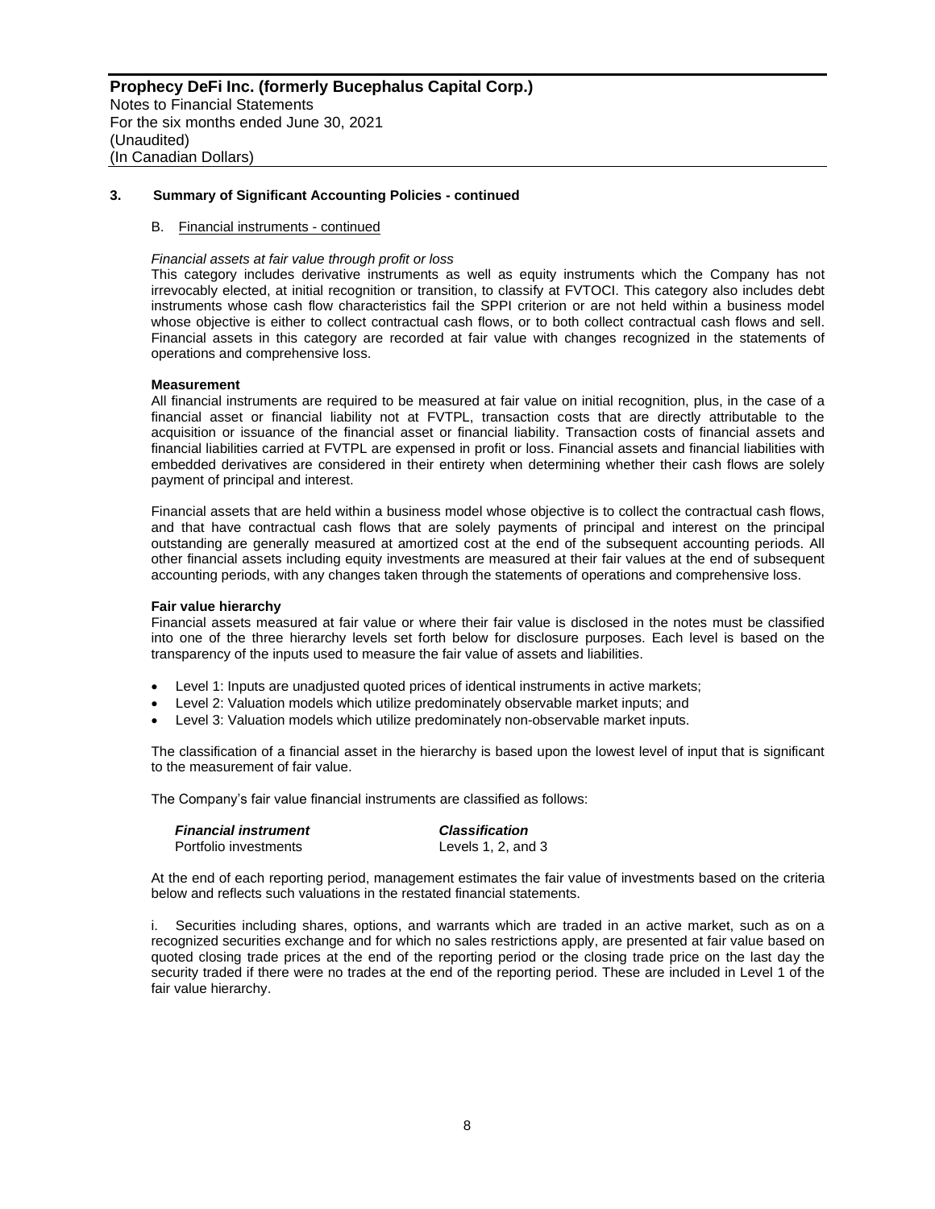## 3. Summary of Significant Accounting Policies - continued

### B. Financial instruments - continued

*Financial assets at fair value through profit or loss*

This category includes derivative instruments as well as equity instruments which the Company has not irrevocably elected, at initial recognition or transition, to classify at FVTOCI. This category also includes debt instruments whose cash flow characteristics fail the SPPI criterion or are not held within a business model whose objective is either to collect contractual cash flows, or to both collect contractual cash flows and sell. Financial assets in this category are recorded at fair value with changes recognized in the statements of operations and comprehensive loss.

**Measurement**

All financial instruments are required to be measured at fair value on initial recognition, plus, in the case of a financial asset or financial liability not at FVTPL, transaction costs that are directly attributable to the acquisition or issuance of the financial asset or financial liability. Transaction costs of financial assets and financial liabilities carried at FVTPL are expensed in profit or loss. Financial assets and financial liabilities with embedded derivatives are considered in their entirety when determining whether their cash flows are solely payment of principal and interest.

Financial assets that are held within a business model whose objective is to collect the contractual cash flows, and that have contractual cash flows that are solely payments of principal and interest on the principal outstanding are generally measured at amortized cost at the end of the subsequent accounting periods. All other financial assets including equity investments are measured at their fair values at the end of subsequent accounting periods, with any changes taken through the statements of operations and comprehensive loss.

**Fair value hierarchy**

Financial assets measured at fair value or where their fair value is disclosed in the notes must be classified into one of the three hierarchy levels set forth below for disclosure purposes. Each level is based on the transparency of the inputs used to measure the fair value of assets and liabilities.

- Level 1: Inputs are unadjusted quoted prices of identical instruments in active markets;
- Level 2: Valuation models which utilize predominately observable market inputs; and
- Level 3: Valuation models which utilize predominately non-observable market inputs.

The classification of a financial asset in the hierarchy is based upon the lowest level of input that is significant to the measurement of fair value.

The Company's fair value financial instruments are classified as follows:

| *Financial instrument* | *Classification* |
|---|---|
| Portfolio investments | Levels 1, 2, and 3 |

At the end of each reporting period, management estimates the fair value of investments based on the criteria below and reflects such valuations in the restated financial statements.

i. Securities including shares, options, and warrants which are traded in an active market, such as on a recognized securities exchange and for which no sales restrictions apply, are presented at fair value based on quoted closing trade prices at the end of the reporting period or the closing trade price on the last day the security traded if there were no trades at the end of the reporting period. These are included in Level 1 of the fair value hierarchy.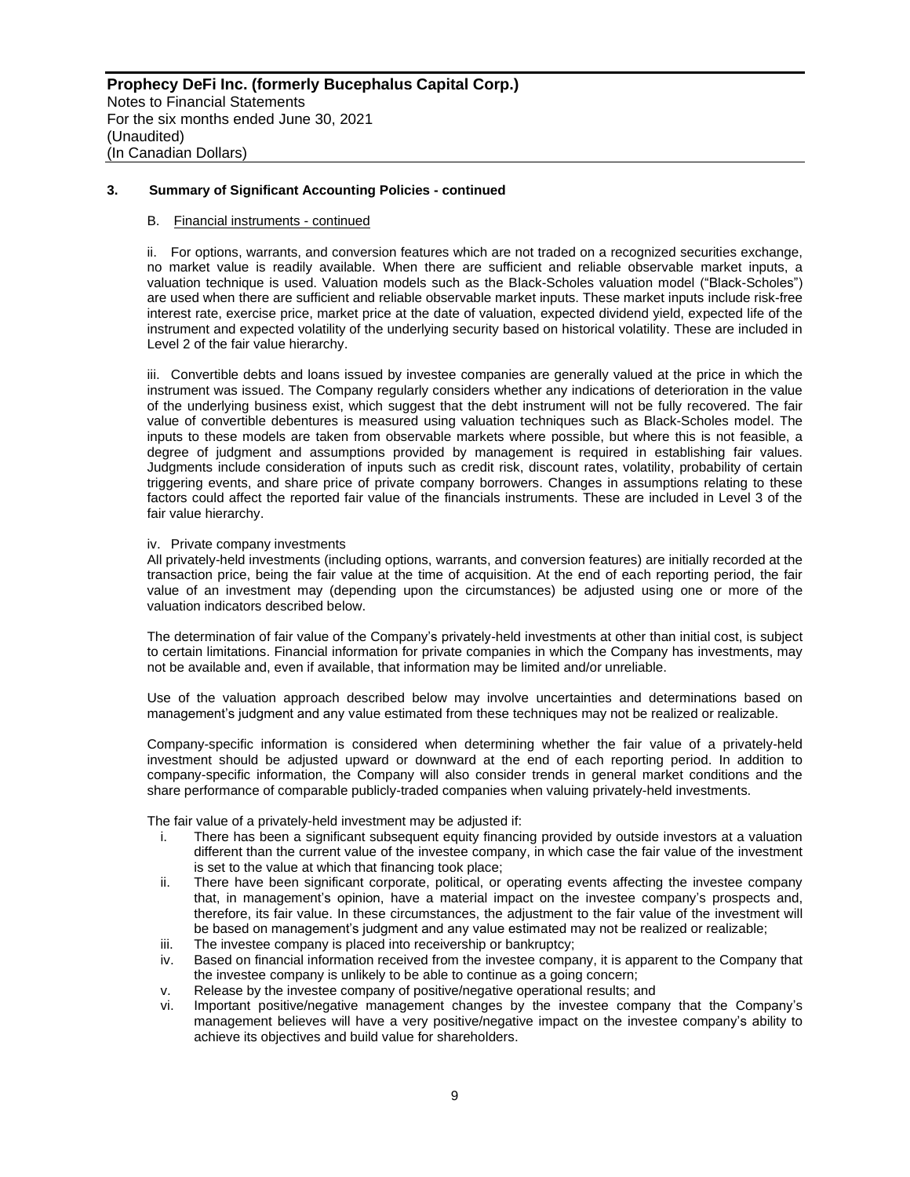### 3. Summary of Significant Accounting Policies - continued

B. Financial instruments - continued

ii. For options, warrants, and conversion features which are not traded on a recognized securities exchange, no market value is readily available. When there are sufficient and reliable observable market inputs, a valuation technique is used. Valuation models such as the Black-Scholes valuation model ("Black-Scholes") are used when there are sufficient and reliable observable market inputs. These market inputs include risk-free interest rate, exercise price, market price at the date of valuation, expected dividend yield, expected life of the instrument and expected volatility of the underlying security based on historical volatility. These are included in Level 2 of the fair value hierarchy.

iii. Convertible debts and loans issued by investee companies are generally valued at the price in which the instrument was issued. The Company regularly considers whether any indications of deterioration in the value of the underlying business exist, which suggest that the debt instrument will not be fully recovered. The fair value of convertible debentures is measured using valuation techniques such as Black-Scholes model. The inputs to these models are taken from observable markets where possible, but where this is not feasible, a degree of judgment and assumptions provided by management is required in establishing fair values. Judgments include consideration of inputs such as credit risk, discount rates, volatility, probability of certain triggering events, and share price of private company borrowers. Changes in assumptions relating to these factors could affect the reported fair value of the financials instruments. These are included in Level 3 of the fair value hierarchy.

iv. Private company investments
All privately-held investments (including options, warrants, and conversion features) are initially recorded at the transaction price, being the fair value at the time of acquisition. At the end of each reporting period, the fair value of an investment may (depending upon the circumstances) be adjusted using one or more of the valuation indicators described below.

The determination of fair value of the Company's privately-held investments at other than initial cost, is subject to certain limitations. Financial information for private companies in which the Company has investments, may not be available and, even if available, that information may be limited and/or unreliable.

Use of the valuation approach described below may involve uncertainties and determinations based on management's judgment and any value estimated from these techniques may not be realized or realizable.

Company-specific information is considered when determining whether the fair value of a privately-held investment should be adjusted upward or downward at the end of each reporting period. In addition to company-specific information, the Company will also consider trends in general market conditions and the share performance of comparable publicly-traded companies when valuing privately-held investments.

The fair value of a privately-held investment may be adjusted if:

i. There has been a significant subsequent equity financing provided by outside investors at a valuation different than the current value of the investee company, in which case the fair value of the investment is set to the value at which that financing took place;
ii. There have been significant corporate, political, or operating events affecting the investee company that, in management's opinion, have a material impact on the investee company's prospects and, therefore, its fair value. In these circumstances, the adjustment to the fair value of the investment will be based on management's judgment and any value estimated may not be realized or realizable;
iii. The investee company is placed into receivership or bankruptcy;
iv. Based on financial information received from the investee company, it is apparent to the Company that the investee company is unlikely to be able to continue as a going concern;
v. Release by the investee company of positive/negative operational results; and
vi. Important positive/negative management changes by the investee company that the Company's management believes will have a very positive/negative impact on the investee company's ability to achieve its objectives and build value for shareholders.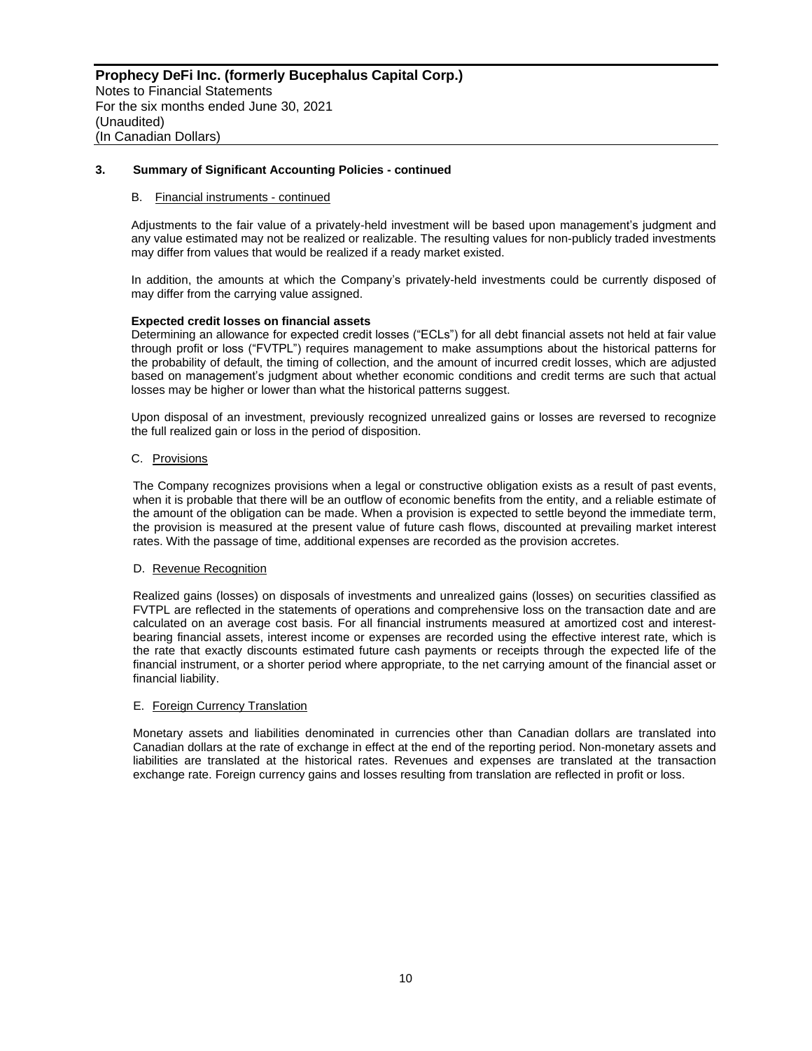### 3. Summary of Significant Accounting Policies - continued

#### B. Financial instruments - continued

Adjustments to the fair value of a privately-held investment will be based upon management's judgment and any value estimated may not be realized or realizable. The resulting values for non-publicly traded investments may differ from values that would be realized if a ready market existed.

In addition, the amounts at which the Company's privately-held investments could be currently disposed of may differ from the carrying value assigned.

**Expected credit losses on financial assets**

Determining an allowance for expected credit losses ("ECLs") for all debt financial assets not held at fair value through profit or loss ("FVTPL") requires management to make assumptions about the historical patterns for the probability of default, the timing of collection, and the amount of incurred credit losses, which are adjusted based on management's judgment about whether economic conditions and credit terms are such that actual losses may be higher or lower than what the historical patterns suggest.

Upon disposal of an investment, previously recognized unrealized gains or losses are reversed to recognize the full realized gain or loss in the period of disposition.

#### C. Provisions

The Company recognizes provisions when a legal or constructive obligation exists as a result of past events, when it is probable that there will be an outflow of economic benefits from the entity, and a reliable estimate of the amount of the obligation can be made. When a provision is expected to settle beyond the immediate term, the provision is measured at the present value of future cash flows, discounted at prevailing market interest rates. With the passage of time, additional expenses are recorded as the provision accretes.

#### D. Revenue Recognition

Realized gains (losses) on disposals of investments and unrealized gains (losses) on securities classified as FVTPL are reflected in the statements of operations and comprehensive loss on the transaction date and are calculated on an average cost basis. For all financial instruments measured at amortized cost and interest-bearing financial assets, interest income or expenses are recorded using the effective interest rate, which is the rate that exactly discounts estimated future cash payments or receipts through the expected life of the financial instrument, or a shorter period where appropriate, to the net carrying amount of the financial asset or financial liability.

#### E. Foreign Currency Translation

Monetary assets and liabilities denominated in currencies other than Canadian dollars are translated into Canadian dollars at the rate of exchange in effect at the end of the reporting period. Non-monetary assets and liabilities are translated at the historical rates. Revenues and expenses are translated at the transaction exchange rate. Foreign currency gains and losses resulting from translation are reflected in profit or loss.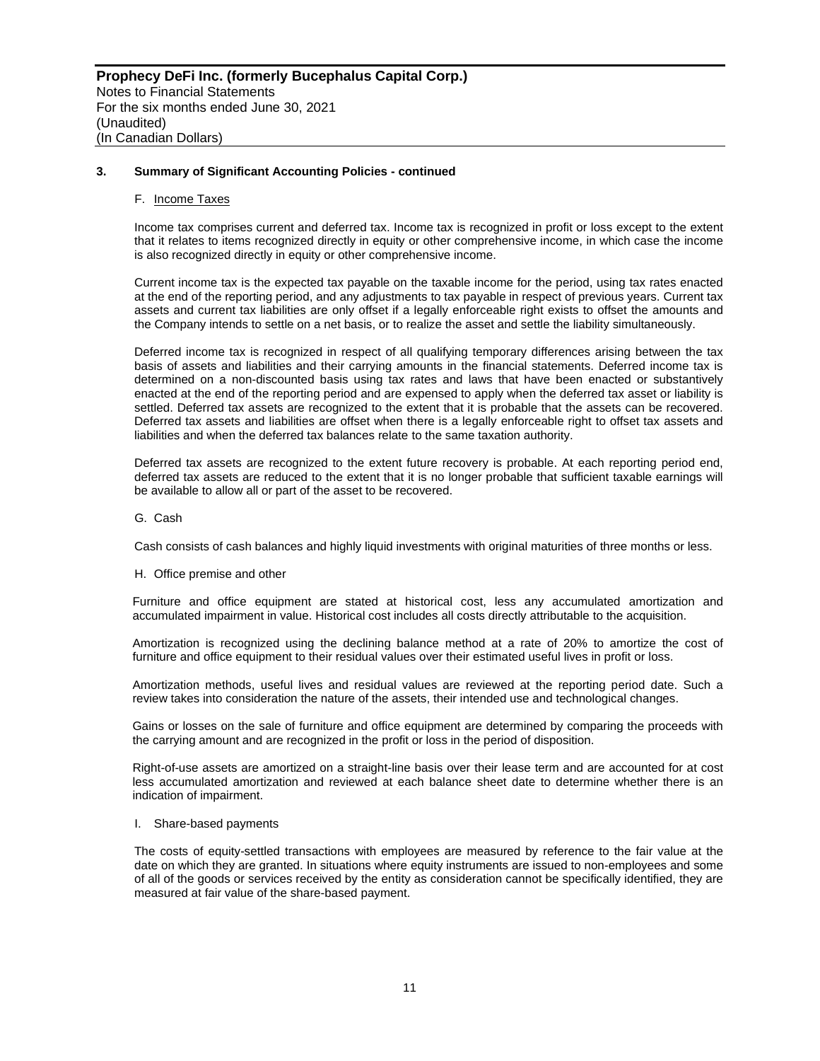### 3. Summary of Significant Accounting Policies - continued

F. Income Taxes

Income tax comprises current and deferred tax. Income tax is recognized in profit or loss except to the extent that it relates to items recognized directly in equity or other comprehensive income, in which case the income is also recognized directly in equity or other comprehensive income.

Current income tax is the expected tax payable on the taxable income for the period, using tax rates enacted at the end of the reporting period, and any adjustments to tax payable in respect of previous years. Current tax assets and current tax liabilities are only offset if a legally enforceable right exists to offset the amounts and the Company intends to settle on a net basis, or to realize the asset and settle the liability simultaneously.

Deferred income tax is recognized in respect of all qualifying temporary differences arising between the tax basis of assets and liabilities and their carrying amounts in the financial statements. Deferred income tax is determined on a non-discounted basis using tax rates and laws that have been enacted or substantively enacted at the end of the reporting period and are expensed to apply when the deferred tax asset or liability is settled. Deferred tax assets are recognized to the extent that it is probable that the assets can be recovered. Deferred tax assets and liabilities are offset when there is a legally enforceable right to offset tax assets and liabilities and when the deferred tax balances relate to the same taxation authority.

Deferred tax assets are recognized to the extent future recovery is probable. At each reporting period end, deferred tax assets are reduced to the extent that it is no longer probable that sufficient taxable earnings will be available to allow all or part of the asset to be recovered.

G. Cash

Cash consists of cash balances and highly liquid investments with original maturities of three months or less.

H. Office premise and other

Furniture and office equipment are stated at historical cost, less any accumulated amortization and accumulated impairment in value. Historical cost includes all costs directly attributable to the acquisition.

Amortization is recognized using the declining balance method at a rate of 20% to amortize the cost of furniture and office equipment to their residual values over their estimated useful lives in profit or loss.

Amortization methods, useful lives and residual values are reviewed at the reporting period date. Such a review takes into consideration the nature of the assets, their intended use and technological changes.

Gains or losses on the sale of furniture and office equipment are determined by comparing the proceeds with the carrying amount and are recognized in the profit or loss in the period of disposition.

Right-of-use assets are amortized on a straight-line basis over their lease term and are accounted for at cost less accumulated amortization and reviewed at each balance sheet date to determine whether there is an indication of impairment.

I. Share-based payments

The costs of equity-settled transactions with employees are measured by reference to the fair value at the date on which they are granted. In situations where equity instruments are issued to non-employees and some of all of the goods or services received by the entity as consideration cannot be specifically identified, they are measured at fair value of the share-based payment.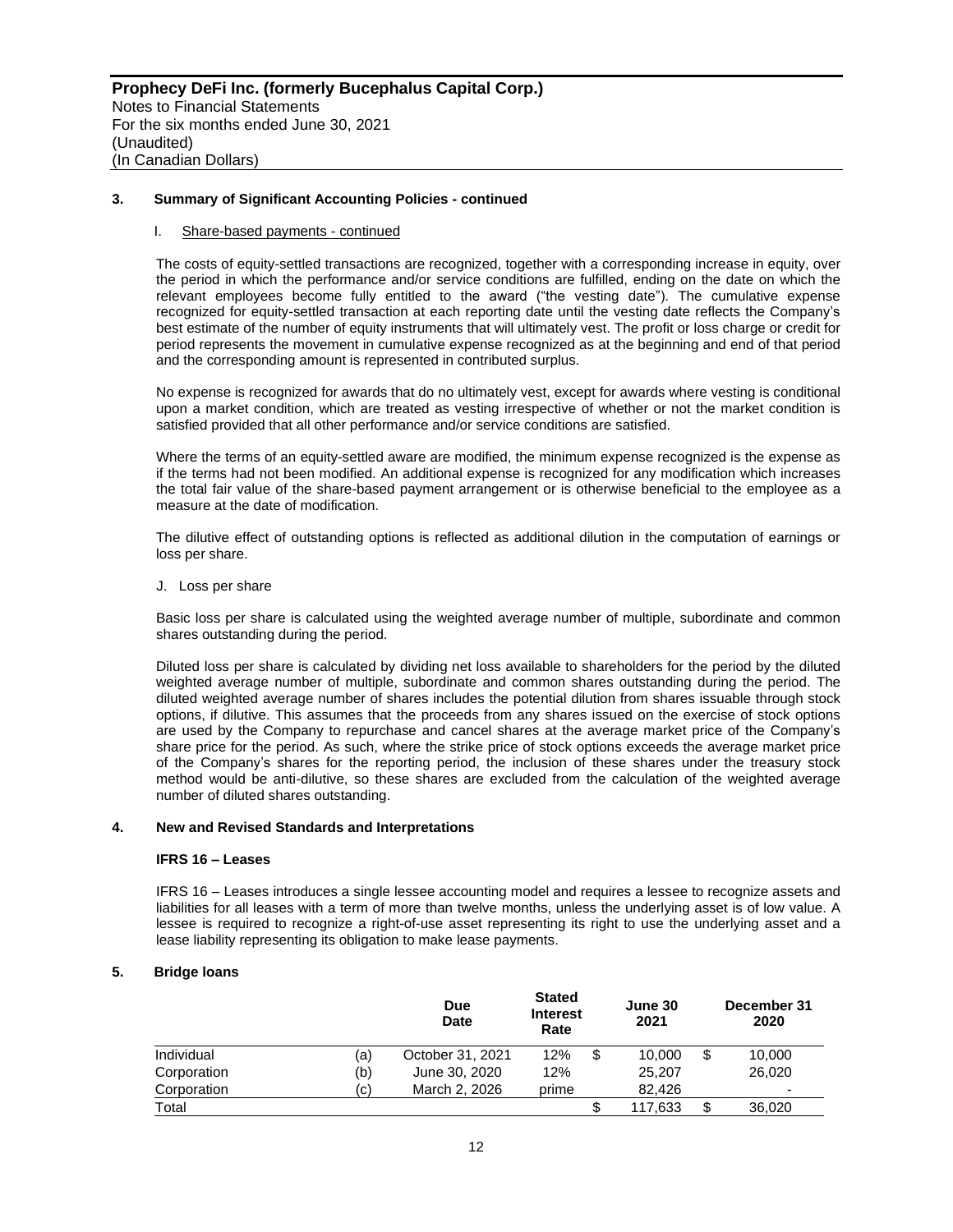## 3. Summary of Significant Accounting Policies - continued

### I. Share-based payments - continued

The costs of equity-settled transactions are recognized, together with a corresponding increase in equity, over the period in which the performance and/or service conditions are fulfilled, ending on the date on which the relevant employees become fully entitled to the award ("the vesting date"). The cumulative expense recognized for equity-settled transaction at each reporting date until the vesting date reflects the Company's best estimate of the number of equity instruments that will ultimately vest. The profit or loss charge or credit for period represents the movement in cumulative expense recognized as at the beginning and end of that period and the corresponding amount is represented in contributed surplus.

No expense is recognized for awards that do no ultimately vest, except for awards where vesting is conditional upon a market condition, which are treated as vesting irrespective of whether or not the market condition is satisfied provided that all other performance and/or service conditions are satisfied.

Where the terms of an equity-settled aware are modified, the minimum expense recognized is the expense as if the terms had not been modified. An additional expense is recognized for any modification which increases the total fair value of the share-based payment arrangement or is otherwise beneficial to the employee as a measure at the date of modification.

The dilutive effect of outstanding options is reflected as additional dilution in the computation of earnings or loss per share.

### J. Loss per share

Basic loss per share is calculated using the weighted average number of multiple, subordinate and common shares outstanding during the period.

Diluted loss per share is calculated by dividing net loss available to shareholders for the period by the diluted weighted average number of multiple, subordinate and common shares outstanding during the period. The diluted weighted average number of shares includes the potential dilution from shares issuable through stock options, if dilutive. This assumes that the proceeds from any shares issued on the exercise of stock options are used by the Company to repurchase and cancel shares at the average market price of the Company's share price for the period. As such, where the strike price of stock options exceeds the average market price of the Company's shares for the reporting period, the inclusion of these shares under the treasury stock method would be anti-dilutive, so these shares are excluded from the calculation of the weighted average number of diluted shares outstanding.

## 4. New and Revised Standards and Interpretations

### IFRS 16 – Leases

IFRS 16 – Leases introduces a single lessee accounting model and requires a lessee to recognize assets and liabilities for all leases with a term of more than twelve months, unless the underlying asset is of low value. A lessee is required to recognize a right-of-use asset representing its right to use the underlying asset and a lease liability representing its obligation to make lease payments.

## 5. Bridge loans

| | | Due Date | Stated Interest Rate | June 30 2021 | December 31 2020 |
|---|---|---|---|---|---|
| Individual | (a) | October 31, 2021 | 12% | $ 10,000 | $ 10,000 |
| Corporation | (b) | June 30, 2020 | 12% | 25,207 | 26,020 |
| Corporation | (c) | March 2, 2026 | prime | 82,426 | - |
| Total | | | | $ 117,633 | $ 36,020 |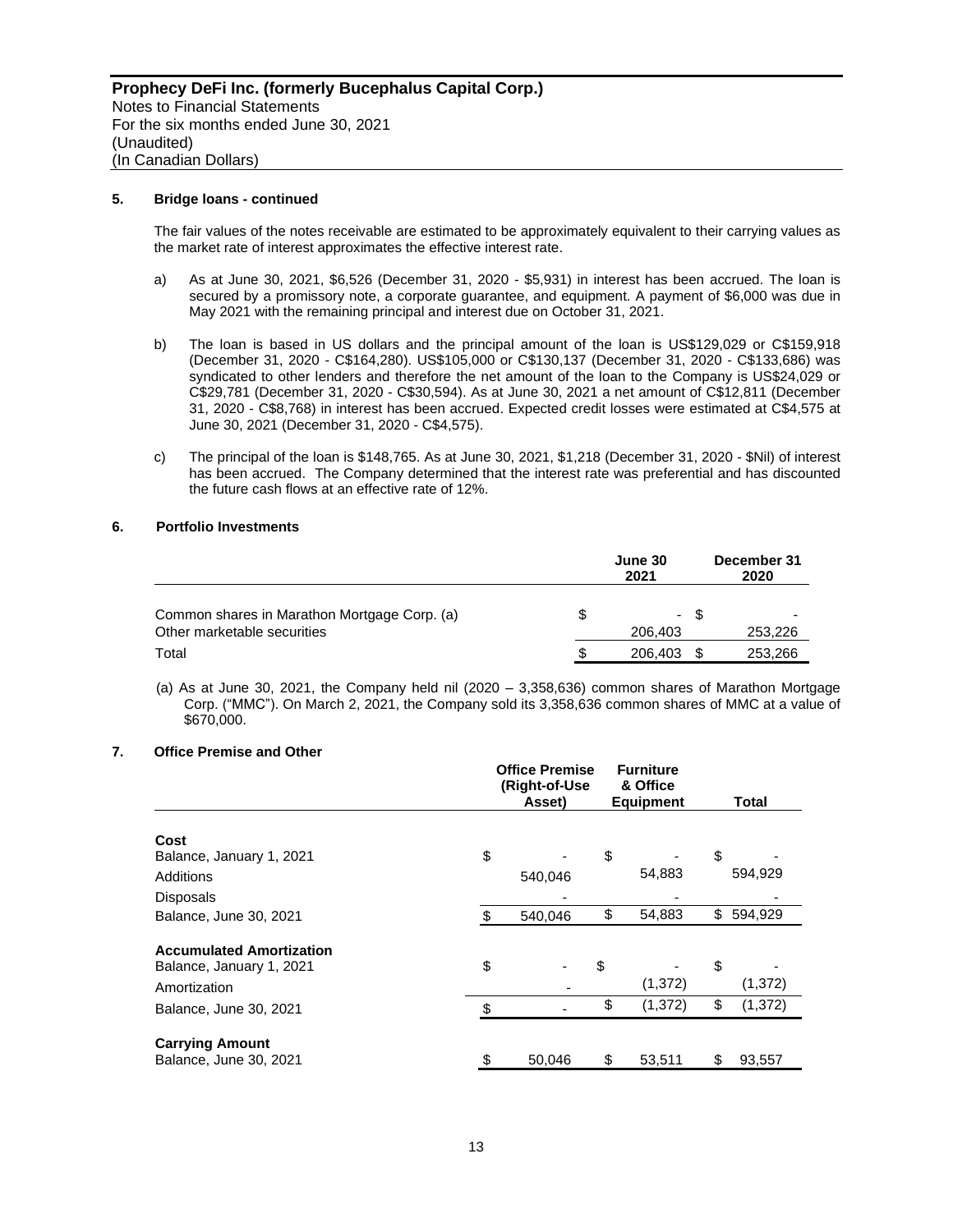## 5. Bridge loans - continued

The fair values of the notes receivable are estimated to be approximately equivalent to their carrying values as the market rate of interest approximates the effective interest rate.

a) As at June 30, 2021, $6,526 (December 31, 2020 - $5,931) in interest has been accrued. The loan is secured by a promissory note, a corporate guarantee, and equipment. A payment of $6,000 was due in May 2021 with the remaining principal and interest due on October 31, 2021.

b) The loan is based in US dollars and the principal amount of the loan is US$129,029 or C$159,918 (December 31, 2020 - C$164,280). US$105,000 or C$130,137 (December 31, 2020 - C$133,686) was syndicated to other lenders and therefore the net amount of the loan to the Company is US$24,029 or C$29,781 (December 31, 2020 - C$30,594). As at June 30, 2021 a net amount of C$12,811 (December 31, 2020 - C$8,768) in interest has been accrued. Expected credit losses were estimated at C$4,575 at June 30, 2021 (December 31, 2020 - C$4,575).

c) The principal of the loan is $148,765. As at June 30, 2021, $1,218 (December 31, 2020 - $Nil) of interest has been accrued. The Company determined that the interest rate was preferential and has discounted the future cash flows at an effective rate of 12%.

## 6. Portfolio Investments

| | June 30 2021 | December 31 2020 |
|---|---|---|
| Common shares in Marathon Mortgage Corp. (a) | $ - | $ - |
| Other marketable securities | 206,403 | 253,226 |
| Total | $ 206,403 | $ 253,266 |

(a) As at June 30, 2021, the Company held nil (2020 – 3,358,636) common shares of Marathon Mortgage Corp. ("MMC"). On March 2, 2021, the Company sold its 3,358,636 common shares of MMC at a value of $670,000.

## 7. Office Premise and Other

| | Office Premise (Right-of-Use Asset) | Furniture & Office Equipment | Total |
|---|---|---|---|
| **Cost** | | | |
| Balance, January 1, 2021 | $ - | $ - | $ - |
| Additions | 540,046 | 54,883 | 594,929 |
| Disposals | - | - | - |
| Balance, June 30, 2021 | $ 540,046 | $ 54,883 | $ 594,929 |
| **Accumulated Amortization** | | | |
| Balance, January 1, 2021 | $ - | $ - | $ - |
| Amortization | - | (1,372) | (1,372) |
| Balance, June 30, 2021 | $ - | $ (1,372) | $ (1,372) |
| **Carrying Amount** | | | |
| Balance, June 30, 2021 | $ 50,046 | $ 53,511 | $ 93,557 |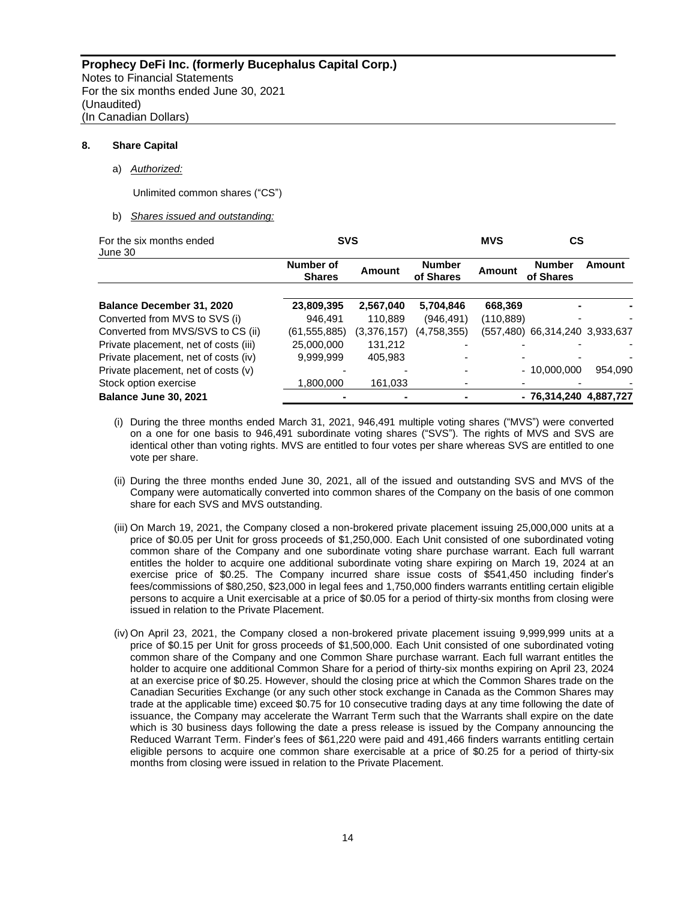**Prophecy DeFi Inc. (formerly Bucephalus Capital Corp.)**
Notes to Financial Statements
For the six months ended June 30, 2021
(Unaudited)
(In Canadian Dollars)

**8. Share Capital**

a) *Authorized:*

Unlimited common shares ("CS")

b) *Shares issued and outstanding:*

| For the six months ended June 30 | SVS | | MVS | | CS | |
|---|---|---|---|---|---|---|
| | Number of Shares | Amount | Number of Shares | Amount | Number of Shares | Amount |
| **Balance December 31, 2020** | **23,809,395** | **2,567,040** | **5,704,846** | **668,369** | **-** | **-** |
| Converted from MVS to SVS (i) | 946,491 | 110,889 | (946,491) | (110,889) | - | - |
| Converted from MVS/SVS to CS (ii) | (61,555,885) | (3,376,157) | (4,758,355) | (557,480) | 66,314,240 | 3,933,637 |
| Private placement, net of costs (iii) | 25,000,000 | 131,212 | - | - | - | - |
| Private placement, net of costs (iv) | 9,999,999 | 405,983 | - | - | - | - |
| Private placement, net of costs (v) | - | - | - | - | 10,000,000 | 954,090 |
| Stock option exercise | 1,800,000 | 161,033 | - | - | - | - |
| **Balance June 30, 2021** | **-** | **-** | **-** | **-** | **76,314,240** | **4,887,727** |

(i) During the three months ended March 31, 2021, 946,491 multiple voting shares ("MVS") were converted on a one for one basis to 946,491 subordinate voting shares ("SVS"). The rights of MVS and SVS are identical other than voting rights. MVS are entitled to four votes per share whereas SVS are entitled to one vote per share.

(ii) During the three months ended June 30, 2021, all of the issued and outstanding SVS and MVS of the Company were automatically converted into common shares of the Company on the basis of one common share for each SVS and MVS outstanding.

(iii) On March 19, 2021, the Company closed a non-brokered private placement issuing 25,000,000 units at a price of $0.05 per Unit for gross proceeds of $1,250,000. Each Unit consisted of one subordinated voting common share of the Company and one subordinate voting share purchase warrant. Each full warrant entitles the holder to acquire one additional subordinate voting share expiring on March 19, 2024 at an exercise price of $0.25. The Company incurred share issue costs of $541,450 including finder's fees/commissions of $80,250, $23,000 in legal fees and 1,750,000 finders warrants entitling certain eligible persons to acquire a Unit exercisable at a price of $0.05 for a period of thirty-six months from closing were issued in relation to the Private Placement.

(iv) On April 23, 2021, the Company closed a non-brokered private placement issuing 9,999,999 units at a price of $0.15 per Unit for gross proceeds of $1,500,000. Each Unit consisted of one subordinated voting common share of the Company and one Common Share purchase warrant. Each full warrant entitles the holder to acquire one additional Common Share for a period of thirty-six months expiring on April 23, 2024 at an exercise price of $0.25. However, should the closing price at which the Common Shares trade on the Canadian Securities Exchange (or any such other stock exchange in Canada as the Common Shares may trade at the applicable time) exceed $0.75 for 10 consecutive trading days at any time following the date of issuance, the Company may accelerate the Warrant Term such that the Warrants shall expire on the date which is 30 business days following the date a press release is issued by the Company announcing the Reduced Warrant Term. Finder's fees of $61,220 were paid and 491,466 finders warrants entitling certain eligible persons to acquire one common share exercisable at a price of $0.25 for a period of thirty-six months from closing were issued in relation to the Private Placement.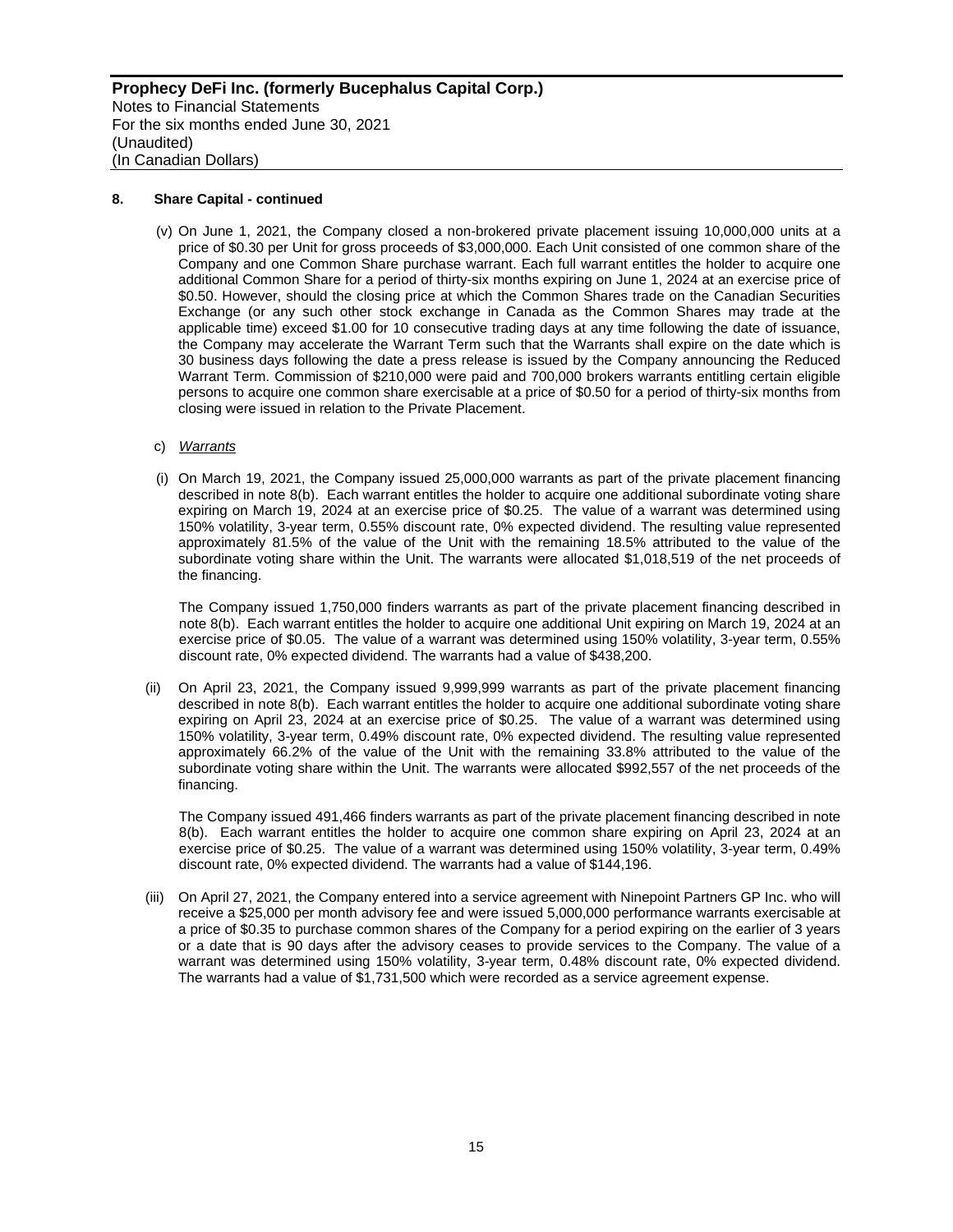## 8. Share Capital - continued

(v) On June 1, 2021, the Company closed a non-brokered private placement issuing 10,000,000 units at a price of $0.30 per Unit for gross proceeds of $3,000,000. Each Unit consisted of one common share of the Company and one Common Share purchase warrant. Each full warrant entitles the holder to acquire one additional Common Share for a period of thirty-six months expiring on June 1, 2024 at an exercise price of $0.50. However, should the closing price at which the Common Shares trade on the Canadian Securities Exchange (or any such other stock exchange in Canada as the Common Shares may trade at the applicable time) exceed $1.00 for 10 consecutive trading days at any time following the date of issuance, the Company may accelerate the Warrant Term such that the Warrants shall expire on the date which is 30 business days following the date a press release is issued by the Company announcing the Reduced Warrant Term. Commission of $210,000 were paid and 700,000 brokers warrants entitling certain eligible persons to acquire one common share exercisable at a price of $0.50 for a period of thirty-six months from closing were issued in relation to the Private Placement.

c) *Warrants*

(i) On March 19, 2021, the Company issued 25,000,000 warrants as part of the private placement financing described in note 8(b). Each warrant entitles the holder to acquire one additional subordinate voting share expiring on March 19, 2024 at an exercise price of $0.25. The value of a warrant was determined using 150% volatility, 3-year term, 0.55% discount rate, 0% expected dividend. The resulting value represented approximately 81.5% of the value of the Unit with the remaining 18.5% attributed to the value of the subordinate voting share within the Unit. The warrants were allocated $1,018,519 of the net proceeds of the financing.

The Company issued 1,750,000 finders warrants as part of the private placement financing described in note 8(b). Each warrant entitles the holder to acquire one additional Unit expiring on March 19, 2024 at an exercise price of $0.05. The value of a warrant was determined using 150% volatility, 3-year term, 0.55% discount rate, 0% expected dividend. The warrants had a value of $438,200.

(ii) On April 23, 2021, the Company issued 9,999,999 warrants as part of the private placement financing described in note 8(b). Each warrant entitles the holder to acquire one additional subordinate voting share expiring on April 23, 2024 at an exercise price of $0.25. The value of a warrant was determined using 150% volatility, 3-year term, 0.49% discount rate, 0% expected dividend. The resulting value represented approximately 66.2% of the value of the Unit with the remaining 33.8% attributed to the value of the subordinate voting share within the Unit. The warrants were allocated $992,557 of the net proceeds of the financing.

The Company issued 491,466 finders warrants as part of the private placement financing described in note 8(b). Each warrant entitles the holder to acquire one common share expiring on April 23, 2024 at an exercise price of $0.25. The value of a warrant was determined using 150% volatility, 3-year term, 0.49% discount rate, 0% expected dividend. The warrants had a value of $144,196.

(iii) On April 27, 2021, the Company entered into a service agreement with Ninepoint Partners GP Inc. who will receive a $25,000 per month advisory fee and were issued 5,000,000 performance warrants exercisable at a price of $0.35 to purchase common shares of the Company for a period expiring on the earlier of 3 years or a date that is 90 days after the advisory ceases to provide services to the Company. The value of a warrant was determined using 150% volatility, 3-year term, 0.48% discount rate, 0% expected dividend. The warrants had a value of $1,731,500 which were recorded as a service agreement expense.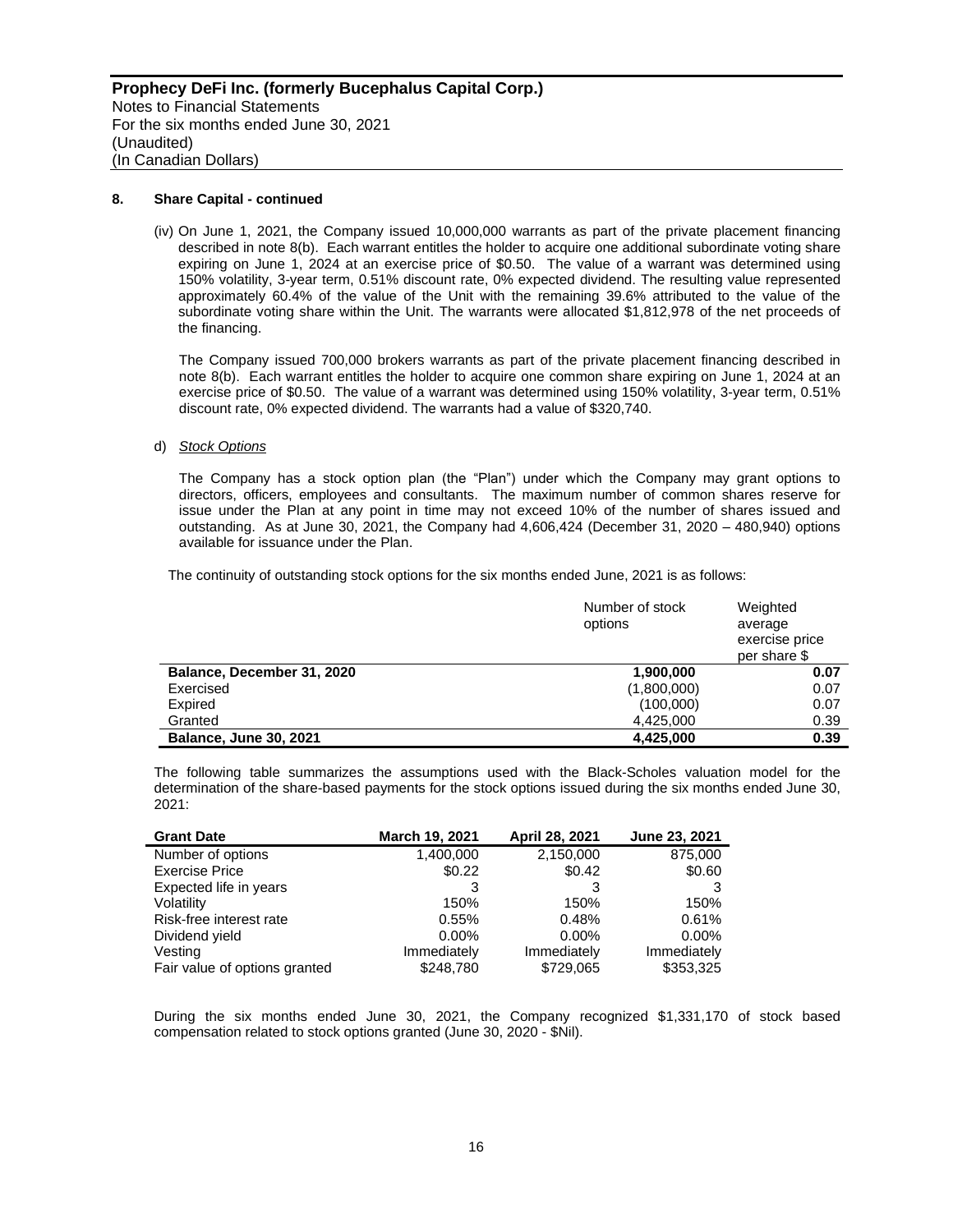### 8. Share Capital - continued

(iv) On June 1, 2021, the Company issued 10,000,000 warrants as part of the private placement financing described in note 8(b). Each warrant entitles the holder to acquire one additional subordinate voting share expiring on June 1, 2024 at an exercise price of $0.50. The value of a warrant was determined using 150% volatility, 3-year term, 0.51% discount rate, 0% expected dividend. The resulting value represented approximately 60.4% of the value of the Unit with the remaining 39.6% attributed to the value of the subordinate voting share within the Unit. The warrants were allocated $1,812,978 of the net proceeds of the financing.

The Company issued 700,000 brokers warrants as part of the private placement financing described in note 8(b). Each warrant entitles the holder to acquire one common share expiring on June 1, 2024 at an exercise price of $0.50. The value of a warrant was determined using 150% volatility, 3-year term, 0.51% discount rate, 0% expected dividend. The warrants had a value of $320,740.

d) *Stock Options*

The Company has a stock option plan (the "Plan") under which the Company may grant options to directors, officers, employees and consultants. The maximum number of common shares reserve for issue under the Plan at any point in time may not exceed 10% of the number of shares issued and outstanding. As at June 30, 2021, the Company had 4,606,424 (December 31, 2020 – 480,940) options available for issuance under the Plan.

The continuity of outstanding stock options for the six months ended June, 2021 is as follows:

| | Number of stock options | Weighted average exercise price per share $ |
|---|---|---|
| **Balance, December 31, 2020** | **1,900,000** | **0.07** |
| Exercised | (1,800,000) | 0.07 |
| Expired | (100,000) | 0.07 |
| Granted | 4,425,000 | 0.39 |
| **Balance, June 30, 2021** | **4,425,000** | **0.39** |

The following table summarizes the assumptions used with the Black-Scholes valuation model for the determination of the share-based payments for the stock options issued during the six months ended June 30, 2021:

| Grant Date | March 19, 2021 | April 28, 2021 | June 23, 2021 |
|---|---|---|---|
| Number of options | 1,400,000 | 2,150,000 | 875,000 |
| Exercise Price | $0.22 | $0.42 | $0.60 |
| Expected life in years | 3 | 3 | 3 |
| Volatility | 150% | 150% | 150% |
| Risk-free interest rate | 0.55% | 0.48% | 0.61% |
| Dividend yield | 0.00% | 0.00% | 0.00% |
| Vesting | Immediately | Immediately | Immediately |
| Fair value of options granted | $248,780 | $729,065 | $353,325 |

During the six months ended June 30, 2021, the Company recognized $1,331,170 of stock based compensation related to stock options granted (June 30, 2020 - $Nil).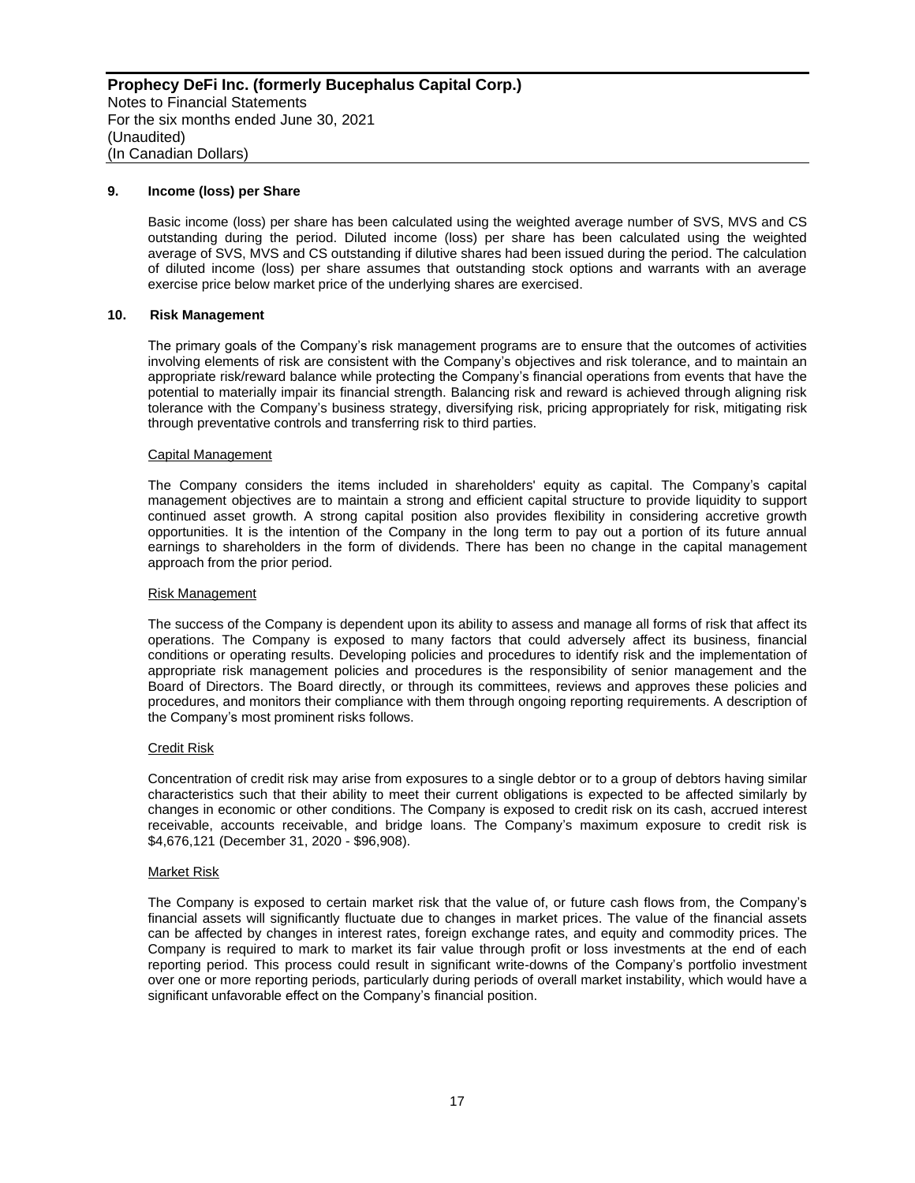## 9. Income (loss) per Share

Basic income (loss) per share has been calculated using the weighted average number of SVS, MVS and CS outstanding during the period. Diluted income (loss) per share has been calculated using the weighted average of SVS, MVS and CS outstanding if dilutive shares had been issued during the period. The calculation of diluted income (loss) per share assumes that outstanding stock options and warrants with an average exercise price below market price of the underlying shares are exercised.

## 10. Risk Management

The primary goals of the Company's risk management programs are to ensure that the outcomes of activities involving elements of risk are consistent with the Company's objectives and risk tolerance, and to maintain an appropriate risk/reward balance while protecting the Company's financial operations from events that have the potential to materially impair its financial strength. Balancing risk and reward is achieved through aligning risk tolerance with the Company's business strategy, diversifying risk, pricing appropriately for risk, mitigating risk through preventative controls and transferring risk to third parties.

### Capital Management

The Company considers the items included in shareholders' equity as capital. The Company's capital management objectives are to maintain a strong and efficient capital structure to provide liquidity to support continued asset growth. A strong capital position also provides flexibility in considering accretive growth opportunities. It is the intention of the Company in the long term to pay out a portion of its future annual earnings to shareholders in the form of dividends. There has been no change in the capital management approach from the prior period.

### Risk Management

The success of the Company is dependent upon its ability to assess and manage all forms of risk that affect its operations. The Company is exposed to many factors that could adversely affect its business, financial conditions or operating results. Developing policies and procedures to identify risk and the implementation of appropriate risk management policies and procedures is the responsibility of senior management and the Board of Directors. The Board directly, or through its committees, reviews and approves these policies and procedures, and monitors their compliance with them through ongoing reporting requirements. A description of the Company's most prominent risks follows.

### Credit Risk

Concentration of credit risk may arise from exposures to a single debtor or to a group of debtors having similar characteristics such that their ability to meet their current obligations is expected to be affected similarly by changes in economic or other conditions. The Company is exposed to credit risk on its cash, accrued interest receivable, accounts receivable, and bridge loans. The Company's maximum exposure to credit risk is $4,676,121 (December 31, 2020 - $96,908).

### Market Risk

The Company is exposed to certain market risk that the value of, or future cash flows from, the Company's financial assets will significantly fluctuate due to changes in market prices. The value of the financial assets can be affected by changes in interest rates, foreign exchange rates, and equity and commodity prices. The Company is required to mark to market its fair value through profit or loss investments at the end of each reporting period. This process could result in significant write-downs of the Company's portfolio investment over one or more reporting periods, particularly during periods of overall market instability, which would have a significant unfavorable effect on the Company's financial position.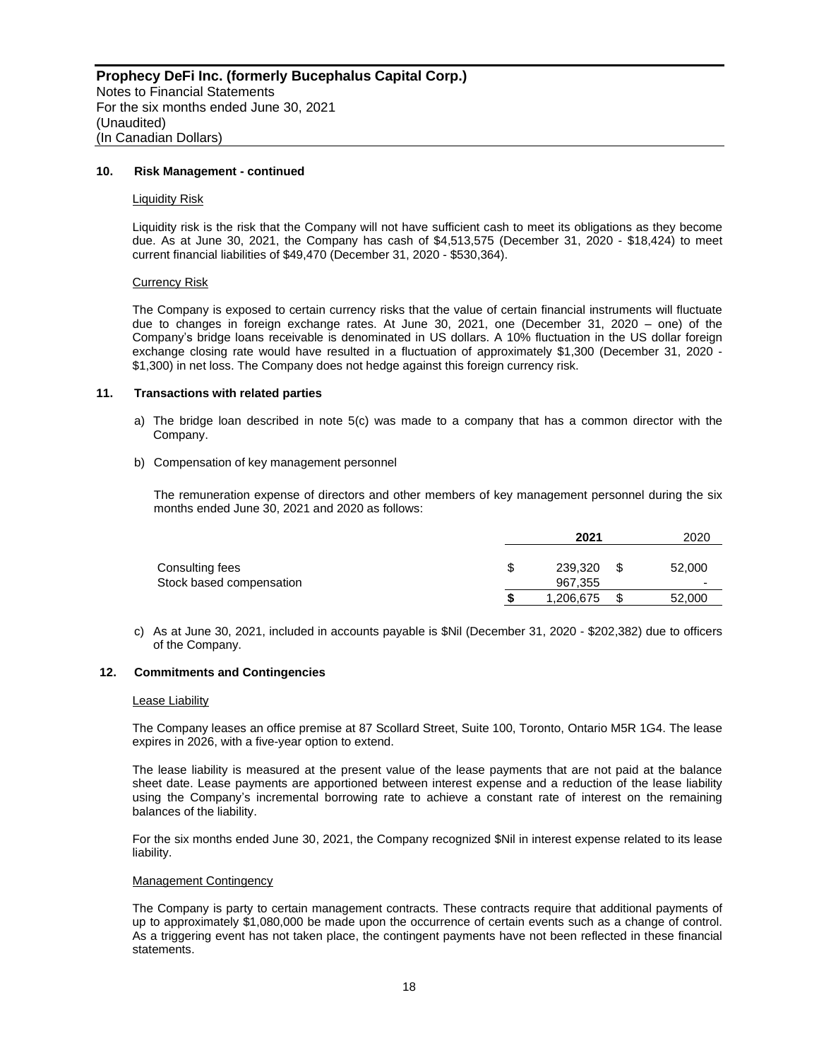### 10. Risk Management - continued

Liquidity Risk

Liquidity risk is the risk that the Company will not have sufficient cash to meet its obligations as they become due. As at June 30, 2021, the Company has cash of $4,513,575 (December 31, 2020 - $18,424) to meet current financial liabilities of $49,470 (December 31, 2020 - $530,364).

Currency Risk

The Company is exposed to certain currency risks that the value of certain financial instruments will fluctuate due to changes in foreign exchange rates. At June 30, 2021, one (December 31, 2020 – one) of the Company's bridge loans receivable is denominated in US dollars. A 10% fluctuation in the US dollar foreign exchange closing rate would have resulted in a fluctuation of approximately $1,300 (December 31, 2020 - $1,300) in net loss. The Company does not hedge against this foreign currency risk.

### 11. Transactions with related parties

a) The bridge loan described in note 5(c) was made to a company that has a common director with the Company.

b) Compensation of key management personnel

The remuneration expense of directors and other members of key management personnel during the six months ended June 30, 2021 and 2020 as follows:

| | **2021** | 2020 |
|---|---|---|
| Consulting fees | $ 239,320 | $ 52,000 |
| Stock based compensation | 967,355 | - |
| | **$** 1,206,675 | $ 52,000 |

c) As at June 30, 2021, included in accounts payable is $Nil (December 31, 2020 - $202,382) due to officers of the Company.

### 12. Commitments and Contingencies

Lease Liability

The Company leases an office premise at 87 Scollard Street, Suite 100, Toronto, Ontario M5R 1G4. The lease expires in 2026, with a five-year option to extend.

The lease liability is measured at the present value of the lease payments that are not paid at the balance sheet date. Lease payments are apportioned between interest expense and a reduction of the lease liability using the Company's incremental borrowing rate to achieve a constant rate of interest on the remaining balances of the liability.

For the six months ended June 30, 2021, the Company recognized $Nil in interest expense related to its lease liability.

Management Contingency

The Company is party to certain management contracts. These contracts require that additional payments of up to approximately $1,080,000 be made upon the occurrence of certain events such as a change of control. As a triggering event has not taken place, the contingent payments have not been reflected in these financial statements.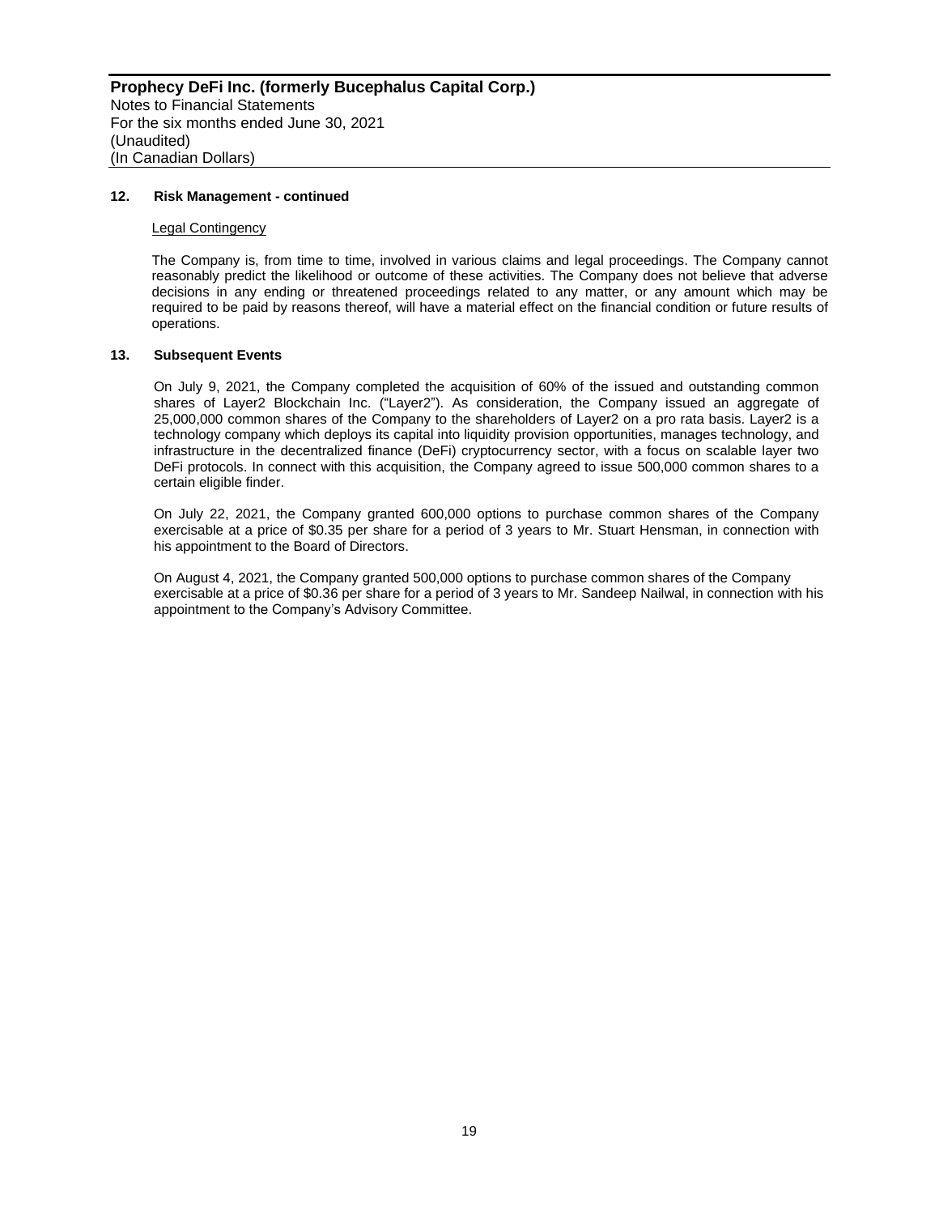## 12. Risk Management - continued

Legal Contingency

The Company is, from time to time, involved in various claims and legal proceedings. The Company cannot reasonably predict the likelihood or outcome of these activities. The Company does not believe that adverse decisions in any ending or threatened proceedings related to any matter, or any amount which may be required to be paid by reasons thereof, will have a material effect on the financial condition or future results of operations.

## 13. Subsequent Events

On July 9, 2021, the Company completed the acquisition of 60% of the issued and outstanding common shares of Layer2 Blockchain Inc. ("Layer2"). As consideration, the Company issued an aggregate of 25,000,000 common shares of the Company to the shareholders of Layer2 on a pro rata basis. Layer2 is a technology company which deploys its capital into liquidity provision opportunities, manages technology, and infrastructure in the decentralized finance (DeFi) cryptocurrency sector, with a focus on scalable layer two DeFi protocols. In connect with this acquisition, the Company agreed to issue 500,000 common shares to a certain eligible finder.

On July 22, 2021, the Company granted 600,000 options to purchase common shares of the Company exercisable at a price of $0.35 per share for a period of 3 years to Mr. Stuart Hensman, in connection with his appointment to the Board of Directors.

On August 4, 2021, the Company granted 500,000 options to purchase common shares of the Company exercisable at a price of $0.36 per share for a period of 3 years to Mr. Sandeep Nailwal, in connection with his appointment to the Company's Advisory Committee.